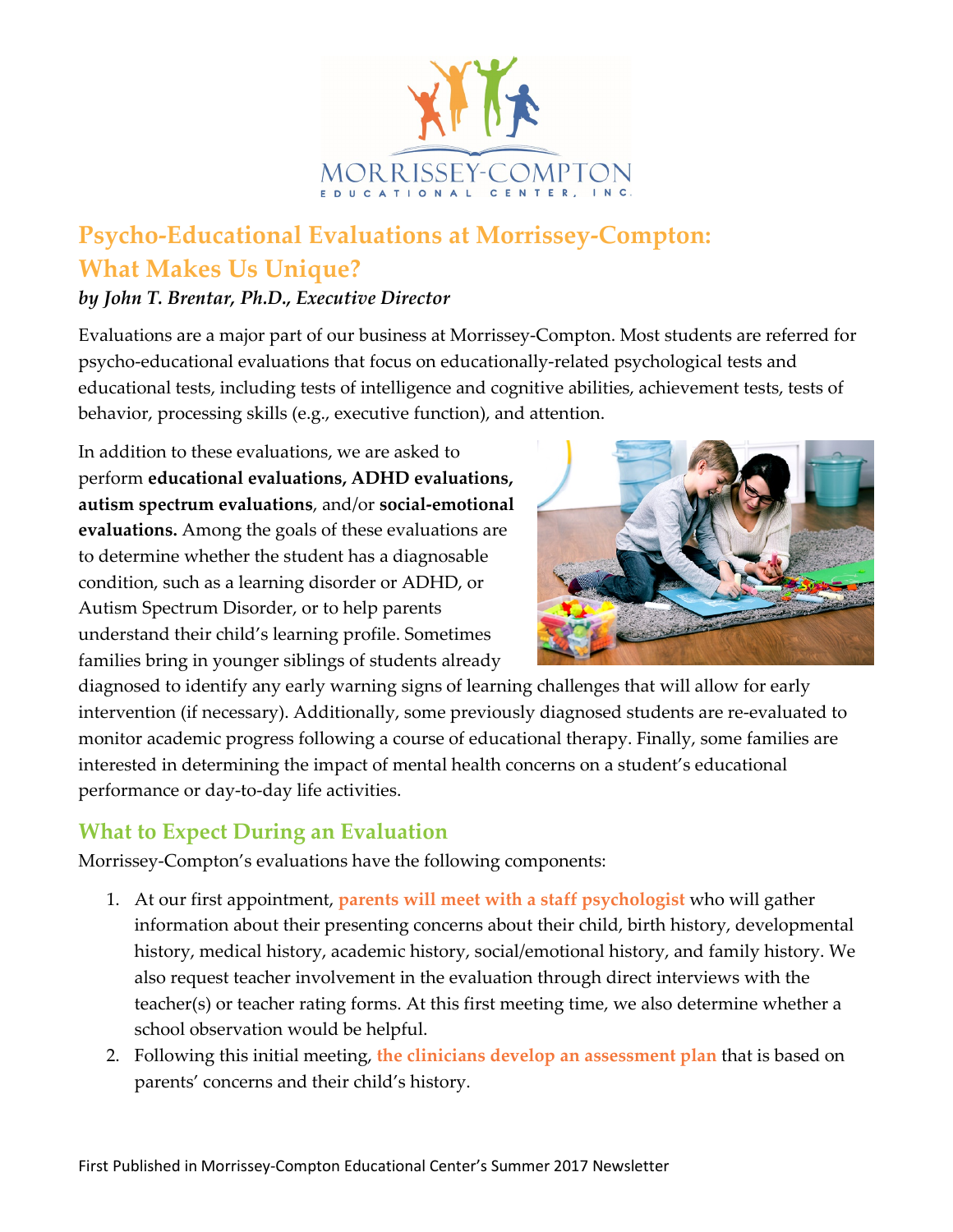# Psycho-Educational Evaluations at Morrissey-Compton: What Makes Us Unique?

***by John T. Brentar, Ph.D., Executive Director***

Evaluations are a major part of our business at Morrissey-Compton. Most students are referred for psycho-educational evaluations that focus on educationally-related psychological tests and educational tests, including tests of intelligence and cognitive abilities, achievement tests, tests of behavior, processing skills (e.g., executive function), and attention.

In addition to these evaluations, we are asked to perform **educational evaluations, ADHD evaluations, autism spectrum evaluations**, and/or **social-emotional evaluations.** Among the goals of these evaluations are to determine whether the student has a diagnosable condition, such as a learning disorder or ADHD, or Autism Spectrum Disorder, or to help parents understand their child's learning profile. Sometimes families bring in younger siblings of students already diagnosed to identify any early warning signs of learning challenges that will allow for early intervention (if necessary). Additionally, some previously diagnosed students are re-evaluated to monitor academic progress following a course of educational therapy. Finally, some families are interested in determining the impact of mental health concerns on a student's educational performance or day-to-day life activities.

## What to Expect During an Evaluation

Morrissey-Compton's evaluations have the following components:

1. At our first appointment, **parents will meet with a staff psychologist** who will gather information about their presenting concerns about their child, birth history, developmental history, medical history, academic history, social/emotional history, and family history. We also request teacher involvement in the evaluation through direct interviews with the teacher(s) or teacher rating forms. At this first meeting time, we also determine whether a school observation would be helpful.
2. Following this initial meeting, **the clinicians develop an assessment plan** that is based on parents' concerns and their child's history.

First Published in Morrissey-Compton Educational Center's Summer 2017 Newsletter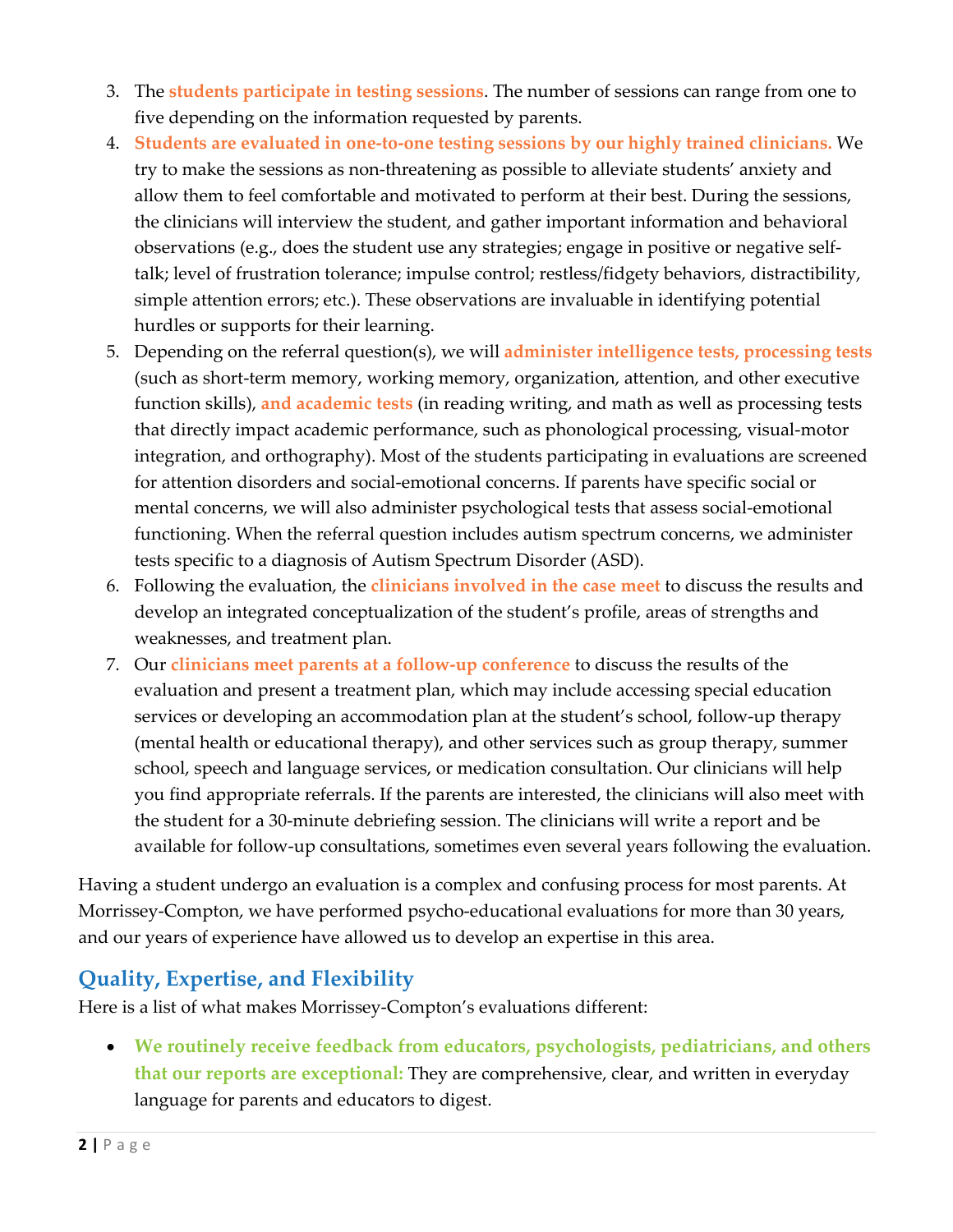3. The **students participate in testing sessions**. The number of sessions can range from one to five depending on the information requested by parents.
4. **Students are evaluated in one-to-one testing sessions by our highly trained clinicians.** We try to make the sessions as non-threatening as possible to alleviate students' anxiety and allow them to feel comfortable and motivated to perform at their best. During the sessions, the clinicians will interview the student, and gather important information and behavioral observations (e.g., does the student use any strategies; engage in positive or negative self-talk; level of frustration tolerance; impulse control; restless/fidgety behaviors, distractibility, simple attention errors; etc.). These observations are invaluable in identifying potential hurdles or supports for their learning.
5. Depending on the referral question(s), we will **administer intelligence tests, processing tests** (such as short-term memory, working memory, organization, attention, and other executive function skills), **and academic tests** (in reading writing, and math as well as processing tests that directly impact academic performance, such as phonological processing, visual-motor integration, and orthography). Most of the students participating in evaluations are screened for attention disorders and social-emotional concerns. If parents have specific social or mental concerns, we will also administer psychological tests that assess social-emotional functioning. When the referral question includes autism spectrum concerns, we administer tests specific to a diagnosis of Autism Spectrum Disorder (ASD).
6. Following the evaluation, the **clinicians involved in the case meet** to discuss the results and develop an integrated conceptualization of the student's profile, areas of strengths and weaknesses, and treatment plan.
7. Our **clinicians meet parents at a follow-up conference** to discuss the results of the evaluation and present a treatment plan, which may include accessing special education services or developing an accommodation plan at the student's school, follow-up therapy (mental health or educational therapy), and other services such as group therapy, summer school, speech and language services, or medication consultation. Our clinicians will help you find appropriate referrals. If the parents are interested, the clinicians will also meet with the student for a 30-minute debriefing session. The clinicians will write a report and be available for follow-up consultations, sometimes even several years following the evaluation.

Having a student undergo an evaluation is a complex and confusing process for most parents. At Morrissey-Compton, we have performed psycho-educational evaluations for more than 30 years, and our years of experience have allowed us to develop an expertise in this area.

## Quality, Expertise, and Flexibility

Here is a list of what makes Morrissey-Compton's evaluations different:

- **We routinely receive feedback from educators, psychologists, pediatricians, and others that our reports are exceptional:** They are comprehensive, clear, and written in everyday language for parents and educators to digest.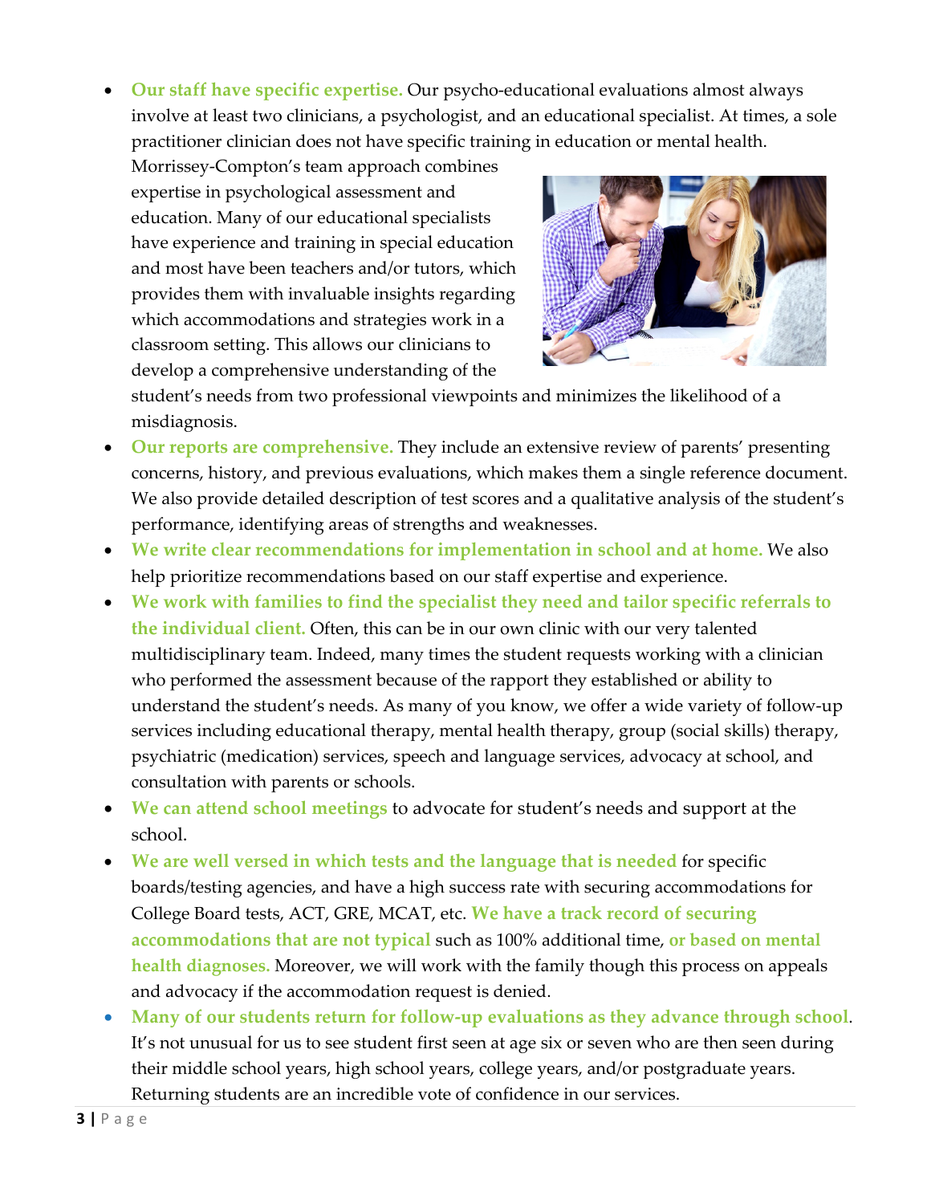- **Our staff have specific expertise.** Our psycho-educational evaluations almost always involve at least two clinicians, a psychologist, and an educational specialist. At times, a sole practitioner clinician does not have specific training in education or mental health. Morrissey-Compton's team approach combines expertise in psychological assessment and education. Many of our educational specialists have experience and training in special education and most have been teachers and/or tutors, which provides them with invaluable insights regarding which accommodations and strategies work in a classroom setting. This allows our clinicians to develop a comprehensive understanding of the student's needs from two professional viewpoints and minimizes the likelihood of a misdiagnosis.
- **Our reports are comprehensive.** They include an extensive review of parents' presenting concerns, history, and previous evaluations, which makes them a single reference document. We also provide detailed description of test scores and a qualitative analysis of the student's performance, identifying areas of strengths and weaknesses.
- **We write clear recommendations for implementation in school and at home.** We also help prioritize recommendations based on our staff expertise and experience.
- **We work with families to find the specialist they need and tailor specific referrals to the individual client.** Often, this can be in our own clinic with our very talented multidisciplinary team. Indeed, many times the student requests working with a clinician who performed the assessment because of the rapport they established or ability to understand the student's needs. As many of you know, we offer a wide variety of follow-up services including educational therapy, mental health therapy, group (social skills) therapy, psychiatric (medication) services, speech and language services, advocacy at school, and consultation with parents or schools.
- **We can attend school meetings** to advocate for student's needs and support at the school.
- **We are well versed in which tests and the language that is needed** for specific boards/testing agencies, and have a high success rate with securing accommodations for College Board tests, ACT, GRE, MCAT, etc. **We have a track record of securing accommodations that are not typical** such as 100% additional time, **or based on mental health diagnoses.** Moreover, we will work with the family though this process on appeals and advocacy if the accommodation request is denied.
- **Many of our students return for follow-up evaluations as they advance through school**. It's not unusual for us to see student first seen at age six or seven who are then seen during their middle school years, high school years, college years, and/or postgraduate years. Returning students are an incredible vote of confidence in our services.